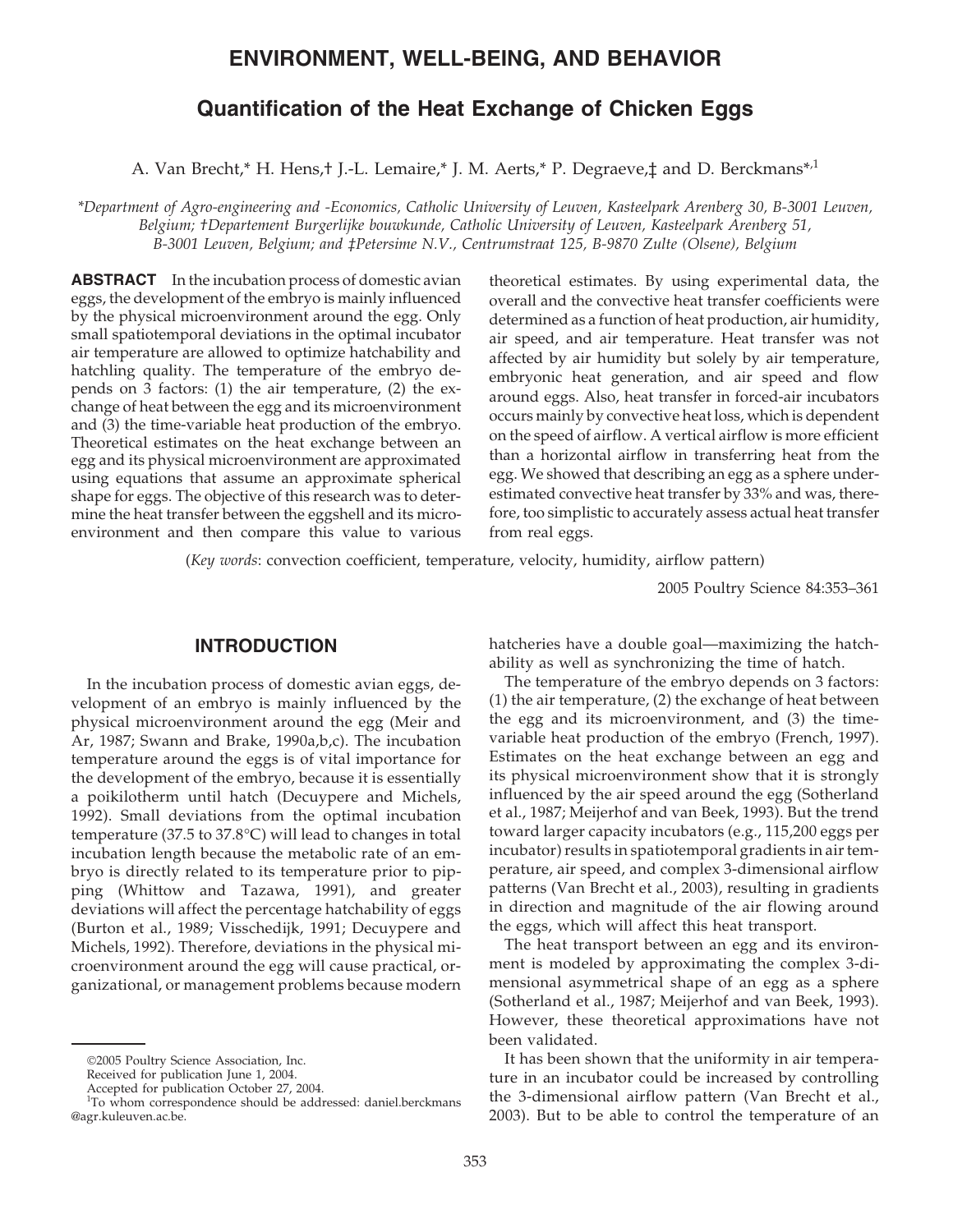# ENVIRONMENT, WELL-BEING, AND BEHAVIOR

## Quantification of the Heat Exchange of Chicken Eggs

A. Van Brecht,* H. Hens,† J.-L. Lemaire,* J. M. Aerts,* P. Degraeve,‡ and D. Berckmans*,[1]

*Department of Agro-engineering and -Economics, Catholic University of Leuven, Kasteelpark Arenberg 30, B-3001 Leuven, Belgium; †Departement Burgerlijke bouwkunde, Catholic University of Leuven, Kasteelpark Arenberg 51, B-3001 Leuven, Belgium; and ‡Petersime N.V., Centrumstraat 125, B-9870 Zulte (Olsene), Belgium*

**ABSTRACT** In the incubation process of domestic avian eggs, the development of the embryo is mainly influenced by the physical microenvironment around the egg. Only small spatiotemporal deviations in the optimal incubator air temperature are allowed to optimize hatchability and hatchling quality. The temperature of the embryo depends on 3 factors: (1) the air temperature, (2) the exchange of heat between the egg and its microenvironment and (3) the time-variable heat production of the embryo. Theoretical estimates on the heat exchange between an egg and its physical microenvironment are approximated using equations that assume an approximate spherical shape for eggs. The objective of this research was to determine the heat transfer between the eggshell and its microenvironment and then compare this value to various theoretical estimates. By using experimental data, the overall and the convective heat transfer coefficients were determined as a function of heat production, air humidity, air speed, and air temperature. Heat transfer was not affected by air humidity but solely by air temperature, embryonic heat generation, and air speed and flow around eggs. Also, heat transfer in forced-air incubators occurs mainly by convective heat loss, which is dependent on the speed of airflow. A vertical airflow is more efficient than a horizontal airflow in transferring heat from the egg. We showed that describing an egg as a sphere underestimated convective heat transfer by 33% and was, therefore, too simplistic to accurately assess actual heat transfer from real eggs.

(*Key words*: convection coefficient, temperature, velocity, humidity, airflow pattern)

2005 Poultry Science 84:353–361

## INTRODUCTION

In the incubation process of domestic avian eggs, development of an embryo is mainly influenced by the physical microenvironment around the egg (Meir and Ar, 1987; Swann and Brake, 1990a,b,c). The incubation temperature around the eggs is of vital importance for the development of the embryo, because it is essentially a poikilotherm until hatch (Decuypere and Michels, 1992). Small deviations from the optimal incubation temperature (37.5 to 37.8°C) will lead to changes in total incubation length because the metabolic rate of an embryo is directly related to its temperature prior to pipping (Whittow and Tazawa, 1991), and greater deviations will affect the percentage hatchability of eggs (Burton et al., 1989; Visschedijk, 1991; Decuypere and Michels, 1992). Therefore, deviations in the physical microenvironment around the egg will cause practical, organizational, or management problems because modern hatcheries have a double goal—maximizing the hatchability as well as synchronizing the time of hatch.

The temperature of the embryo depends on 3 factors: (1) the air temperature, (2) the exchange of heat between the egg and its microenvironment, and (3) the time-variable heat production of the embryo (French, 1997). Estimates on the heat exchange between an egg and its physical microenvironment show that it is strongly influenced by the air speed around the egg (Sotherland et al., 1987; Meijerhof and van Beek, 1993). But the trend toward larger capacity incubators (e.g., 115,200 eggs per incubator) results in spatiotemporal gradients in air temperature, air speed, and complex 3-dimensional airflow patterns (Van Brecht et al., 2003), resulting in gradients in direction and magnitude of the air flowing around the eggs, which will affect this heat transport.

The heat transport between an egg and its environment is modeled by approximating the complex 3-dimensional asymmetrical shape of an egg as a sphere (Sotherland et al., 1987; Meijerhof and van Beek, 1993). However, these theoretical approximations have not been validated.

It has been shown that the uniformity in air temperature in an incubator could be increased by controlling the 3-dimensional airflow pattern (Van Brecht et al., 2003). But to be able to control the temperature of an

---

©2005 Poultry Science Association, Inc.

Received for publication June 1, 2004.

Accepted for publication October 27, 2004.

[1]To whom correspondence should be addressed: daniel.berckmans@agr.kuleuven.ac.be.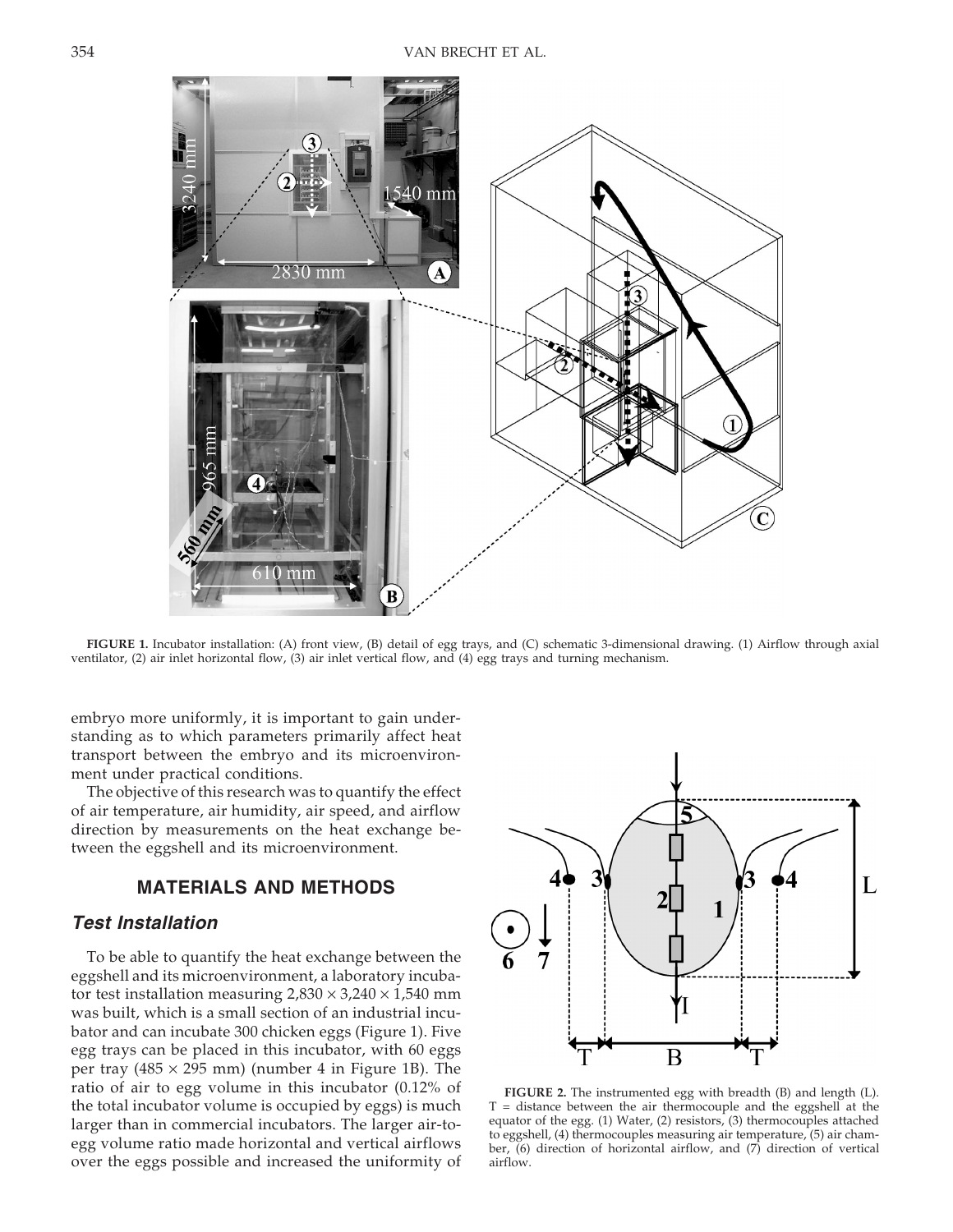**FIGURE 1.** Incubator installation: (A) front view, (B) detail of egg trays, and (C) schematic 3-dimensional drawing. (1) Airflow through axial ventilator, (2) air inlet horizontal flow, (3) air inlet vertical flow, and (4) egg trays and turning mechanism.

embryo more uniformly, it is important to gain understanding as to which parameters primarily affect heat transport between the embryo and its microenvironment under practical conditions.

The objective of this research was to quantify the effect of air temperature, air humidity, air speed, and airflow direction by measurements on the heat exchange between the eggshell and its microenvironment.

## MATERIALS AND METHODS

### *Test Installation*

To be able to quantify the heat exchange between the eggshell and its microenvironment, a laboratory incubator test installation measuring $2{,}830 \times 3{,}240 \times 1{,}540$ mm was built, which is a small section of an industrial incubator and can incubate 300 chicken eggs (Figure 1). Five egg trays can be placed in this incubator, with 60 eggs per tray ($485 \times 295$ mm) (number 4 in Figure 1B). The ratio of air to egg volume in this incubator (0.12% of the total incubator volume is occupied by eggs) is much larger than in commercial incubators. The larger air-to-egg volume ratio made horizontal and vertical airflows over the eggs possible and increased the uniformity of

**FIGURE 2.** The instrumented egg with breadth (B) and length (L). T = distance between the air thermocouple and the eggshell at the equator of the egg. (1) Water, (2) resistors, (3) thermocouples attached to eggshell, (4) thermocouples measuring air temperature, (5) air chamber, (6) direction of horizontal airflow, and (7) direction of vertical airflow.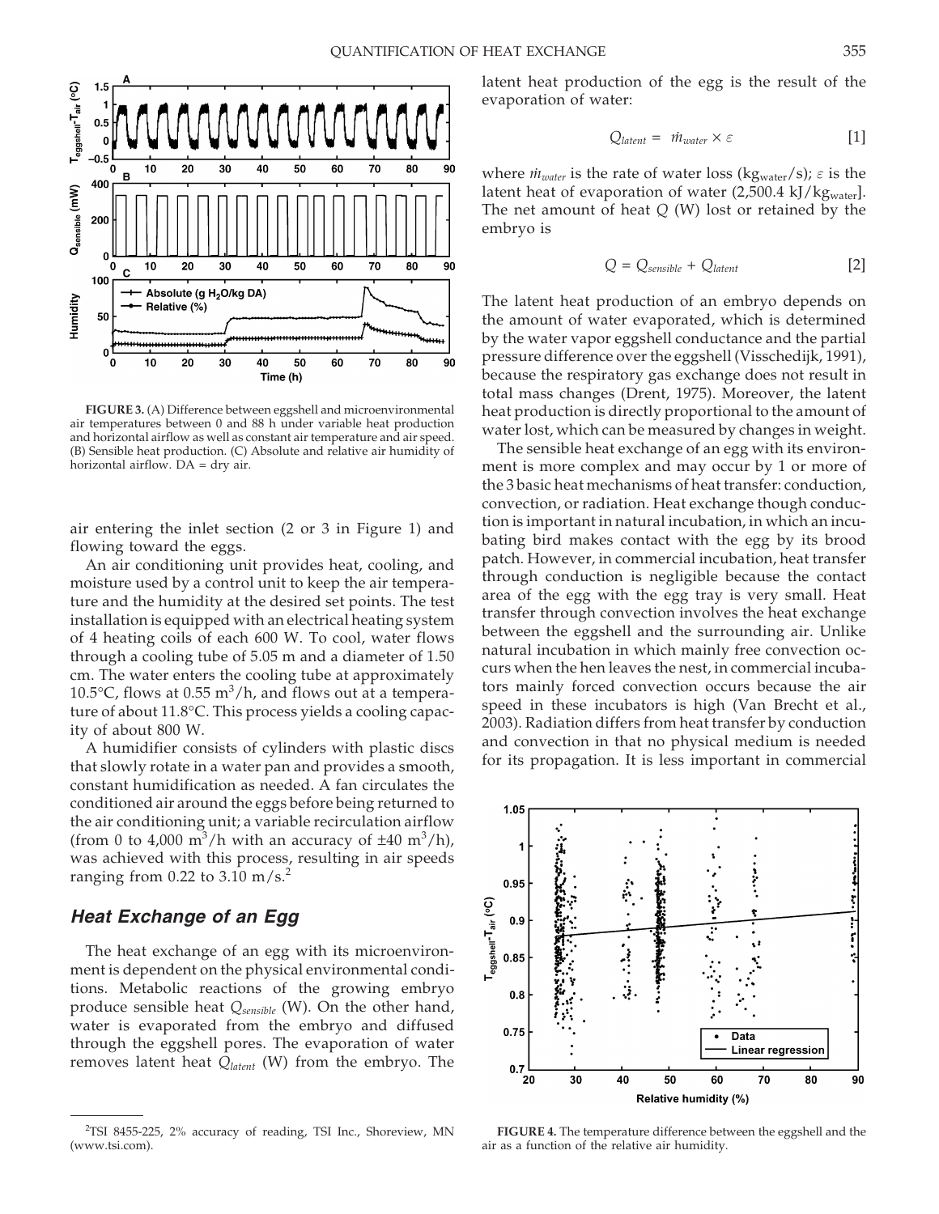FIGURE 3. (A) Difference between eggshell and microenvironmental air temperatures between 0 and 88 h under variable heat production and horizontal airflow as well as constant air temperature and air speed. (B) Sensible heat production. (C) Absolute and relative air humidity of horizontal airflow. DA = dry air.

air entering the inlet section (2 or 3 in Figure 1) and flowing toward the eggs.

An air conditioning unit provides heat, cooling, and moisture used by a control unit to keep the air temperature and the humidity at the desired set points. The test installation is equipped with an electrical heating system of 4 heating coils of each 600 W. To cool, water flows through a cooling tube of 5.05 m and a diameter of 1.50 cm. The water enters the cooling tube at approximately 10.5°C, flows at 0.55 $m^3$/h, and flows out at a temperature of about 11.8°C. This process yields a cooling capacity of about 800 W.

A humidifier consists of cylinders with plastic discs that slowly rotate in a water pan and provides a smooth, constant humidification as needed. A fan circulates the conditioned air around the eggs before being returned to the air conditioning unit; a variable recirculation airflow (from 0 to 4,000 $m^3$/h with an accuracy of ±40 $m^3$/h), was achieved with this process, resulting in air speeds ranging from 0.22 to 3.10 m/s.[2]

## Heat Exchange of an Egg

The heat exchange of an egg with its microenvironment is dependent on the physical environmental conditions. Metabolic reactions of the growing embryo produce sensible heat $Q_{sensible}$ (W). On the other hand, water is evaporated from the embryo and diffused through the eggshell pores. The evaporation of water removes latent heat $Q_{latent}$ (W) from the embryo. The latent heat production of the egg is the result of the evaporation of water:

$$Q_{latent} = \dot{m}_{water} \times \varepsilon \quad [1]$$

where $\dot{m}_{water}$ is the rate of water loss ($kg_{water}$/s); $\varepsilon$ is the latent heat of evaporation of water (2,500.4 kJ/$kg_{water}$]. The net amount of heat $Q$ (W) lost or retained by the embryo is

$$Q = Q_{sensible} + Q_{latent} \quad [2]$$

The latent heat production of an embryo depends on the amount of water evaporated, which is determined by the water vapor eggshell conductance and the partial pressure difference over the eggshell (Visschedijk, 1991), because the respiratory gas exchange does not result in total mass changes (Drent, 1975). Moreover, the latent heat production is directly proportional to the amount of water lost, which can be measured by changes in weight.

The sensible heat exchange of an egg with its environment is more complex and may occur by 1 or more of the 3 basic heat mechanisms of heat transfer: conduction, convection, or radiation. Heat exchange though conduction is important in natural incubation, in which an incubating bird makes contact with the egg by its brood patch. However, in commercial incubation, heat transfer through conduction is negligible because the contact area of the egg with the egg tray is very small. Heat transfer through convection involves the heat exchange between the eggshell and the surrounding air. Unlike natural incubation in which mainly free convection occurs when the hen leaves the nest, in commercial incubators mainly forced convection occurs because the air speed in these incubators is high (Van Brecht et al., 2003). Radiation differs from heat transfer by conduction and convection in that no physical medium is needed for its propagation. It is less important in commercial

FIGURE 4. The temperature difference between the eggshell and the air as a function of the relative air humidity.

[2]TSI 8455-225, 2% accuracy of reading, TSI Inc., Shoreview, MN (www.tsi.com).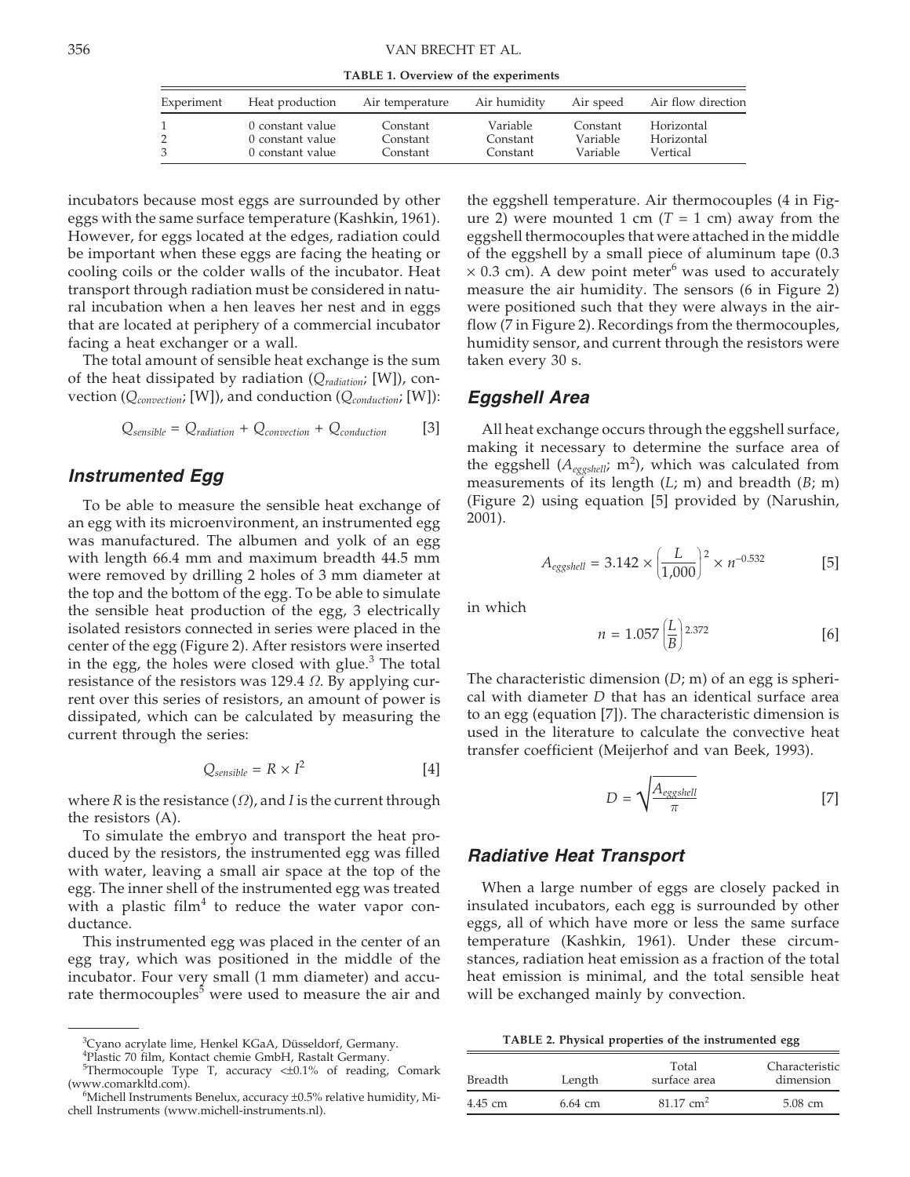**TABLE 1. Overview of the experiments**

| Experiment | Heat production | Air temperature | Air humidity | Air speed | Air flow direction |
|---|---|---|---|---|---|
| 1 | 0 constant value | Constant | Variable | Constant | Horizontal |
| 2 | 0 constant value | Constant | Constant | Variable | Horizontal |
| 3 | 0 constant value | Constant | Constant | Variable | Vertical |

incubators because most eggs are surrounded by other eggs with the same surface temperature (Kashkin, 1961). However, for eggs located at the edges, radiation could be important when these eggs are facing the heating or cooling coils or the colder walls of the incubator. Heat transport through radiation must be considered in natural incubation when a hen leaves her nest and in eggs that are located at periphery of a commercial incubator facing a heat exchanger or a wall.

The total amount of sensible heat exchange is the sum of the heat dissipated by radiation ($Q_{radiation}$; [W]), convection ($Q_{convection}$; [W]), and conduction ($Q_{conduction}$; [W]):

$$Q_{sensible} = Q_{radiation} + Q_{convection} + Q_{conduction} \quad [3]$$

## Instrumented Egg

To be able to measure the sensible heat exchange of an egg with its microenvironment, an instrumented egg was manufactured. The albumen and yolk of an egg with length 66.4 mm and maximum breadth 44.5 mm were removed by drilling 2 holes of 3 mm diameter at the top and the bottom of the egg. To be able to simulate the sensible heat production of the egg, 3 electrically isolated resistors connected in series were placed in the center of the egg (Figure 2). After resistors were inserted in the egg, the holes were closed with glue.[3] The total resistance of the resistors was 129.4 Ω. By applying current over this series of resistors, an amount of power is dissipated, which can be calculated by measuring the current through the series:

$$Q_{sensible} = R \times I^2 \quad [4]$$

where $R$ is the resistance (Ω), and $I$ is the current through the resistors (A).

To simulate the embryo and transport the heat produced by the resistors, the instrumented egg was filled with water, leaving a small air space at the top of the egg. The inner shell of the instrumented egg was treated with a plastic film[4] to reduce the water vapor conductance.

This instrumented egg was placed in the center of an egg tray, which was positioned in the middle of the incubator. Four very small (1 mm diameter) and accurate thermocouples[5] were used to measure the air and the eggshell temperature. Air thermocouples (4 in Figure 2) were mounted 1 cm ($T$ = 1 cm) away from the eggshell thermocouples that were attached in the middle of the eggshell by a small piece of aluminum tape (0.3 × 0.3 cm). A dew point meter[6] was used to accurately measure the air humidity. The sensors (6 in Figure 2) were positioned such that they were always in the airflow (7 in Figure 2). Recordings from the thermocouples, humidity sensor, and current through the resistors were taken every 30 s.

## Eggshell Area

All heat exchange occurs through the eggshell surface, making it necessary to determine the surface area of the eggshell ($A_{eggshell}$; m$^2$), which was calculated from measurements of its length ($L$; m) and breadth ($B$; m) (Figure 2) using equation [5] provided by (Narushin, 2001).

$$A_{eggshell} = 3.142 \times \left(\frac{L}{1{,}000}\right)^2 \times n^{-0.532} \quad [5]$$

in which

$$n = 1.057\left(\frac{L}{B}\right)^{2.372} \quad [6]$$

The characteristic dimension ($D$; m) of an egg is spherical with diameter $D$ that has an identical surface area to an egg (equation [7]). The characteristic dimension is used in the literature to calculate the convective heat transfer coefficient (Meijerhof and van Beek, 1993).

$$D = \sqrt{\frac{A_{eggshell}}{\pi}} \quad [7]$$

## Radiative Heat Transport

When a large number of eggs are closely packed in insulated incubators, each egg is surrounded by other eggs, all of which have more or less the same surface temperature (Kashkin, 1961). Under these circumstances, radiation heat emission as a fraction of the total heat emission is minimal, and the total sensible heat will be exchanged mainly by convection.

**TABLE 2. Physical properties of the instrumented egg**

| Breadth | Length | Total surface area | Characteristic dimension |
|---|---|---|---|
| 4.45 cm | 6.64 cm | 81.17 cm$^2$ | 5.08 cm |

[3] Cyano acrylate lime, Henkel KGaA, Düsseldorf, Germany.

[4] Plastic 70 film, Kontact chemie GmbH, Rastalt Germany.

[5] Thermocouple Type T, accuracy <±0.1% of reading, Comark (www.comarkltd.com).

[6] Michell Instruments Benelux, accuracy ±0.5% relative humidity, Michell Instruments (www.michell-instruments.nl).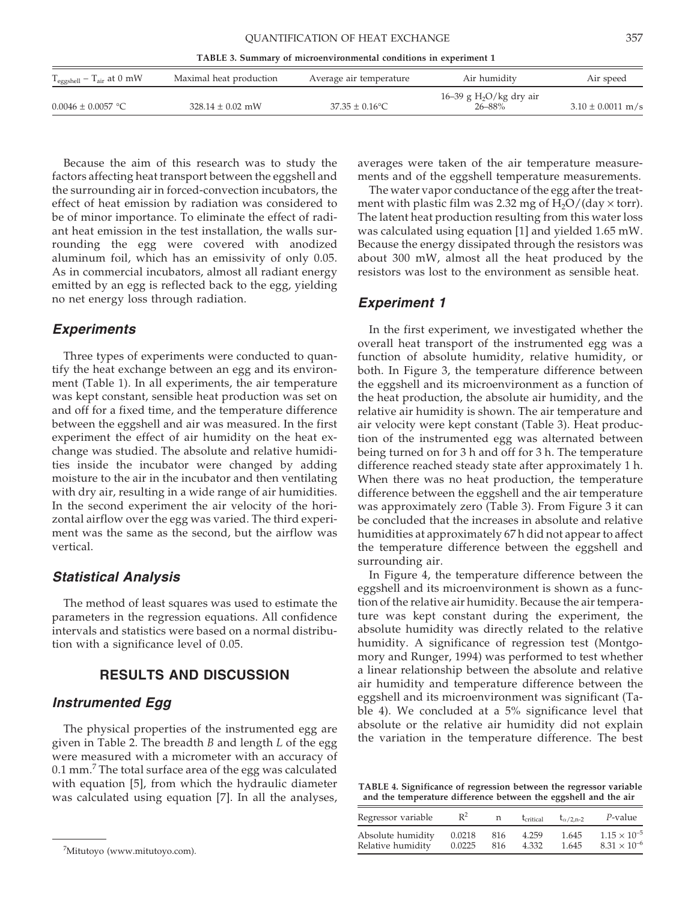**TABLE 3. Summary of microenvironmental conditions in experiment 1**

| $T_{eggshell} - T_{air}$ at 0 mW | Maximal heat production | Average air temperature | Air humidity | Air speed |
|---|---|---|---|---|
| $0.0046 \pm 0.0057$ °C | $328.14 \pm 0.02$ mW | $37.35 \pm 0.16$°C | 16–39 g $H_2O$/kg dry air 26–88% | $3.10 \pm 0.0011$ m/s |

Because the aim of this research was to study the factors affecting heat transport between the eggshell and the surrounding air in forced-convection incubators, the effect of heat emission by radiation was considered to be of minor importance. To eliminate the effect of radiant heat emission in the test installation, the walls surrounding the egg were covered with anodized aluminum foil, which has an emissivity of only 0.05. As in commercial incubators, almost all radiant energy emitted by an egg is reflected back to the egg, yielding no net energy loss through radiation.

### Experiments

Three types of experiments were conducted to quantify the heat exchange between an egg and its environment (Table 1). In all experiments, the air temperature was kept constant, sensible heat production was set on and off for a fixed time, and the temperature difference between the eggshell and air was measured. In the first experiment the effect of air humidity on the heat exchange was studied. The absolute and relative humidities inside the incubator were changed by adding moisture to the air in the incubator and then ventilating with dry air, resulting in a wide range of air humidities. In the second experiment the air velocity of the horizontal airflow over the egg was varied. The third experiment was the same as the second, but the airflow was vertical.

### Statistical Analysis

The method of least squares was used to estimate the parameters in the regression equations. All confidence intervals and statistics were based on a normal distribution with a significance level of 0.05.

## RESULTS AND DISCUSSION

### Instrumented Egg

The physical properties of the instrumented egg are given in Table 2. The breadth *B* and length *L* of the egg were measured with a micrometer with an accuracy of 0.1 mm.[7] The total surface area of the egg was calculated with equation [5], from which the hydraulic diameter was calculated using equation [7]. In all the analyses, averages were taken of the air temperature measurements and of the eggshell temperature measurements.

The water vapor conductance of the egg after the treatment with plastic film was 2.32 mg of $H_2O/(\text{day} \times \text{torr})$. The latent heat production resulting from this water loss was calculated using equation [1] and yielded 1.65 mW. Because the energy dissipated through the resistors was about 300 mW, almost all the heat produced by the resistors was lost to the environment as sensible heat.

### Experiment 1

In the first experiment, we investigated whether the overall heat transport of the instrumented egg was a function of absolute humidity, relative humidity, or both. In Figure 3, the temperature difference between the eggshell and its microenvironment as a function of the heat production, the absolute air humidity, and the relative air humidity is shown. The air temperature and air velocity were kept constant (Table 3). Heat production of the instrumented egg was alternated between being turned on for 3 h and off for 3 h. The temperature difference reached steady state after approximately 1 h. When there was no heat production, the temperature difference between the eggshell and the air temperature was approximately zero (Table 3). From Figure 3 it can be concluded that the increases in absolute and relative humidities at approximately 67 h did not appear to affect the temperature difference between the eggshell and surrounding air.

In Figure 4, the temperature difference between the eggshell and its microenvironment is shown as a function of the relative air humidity. Because the air temperature was kept constant during the experiment, the absolute humidity was directly related to the relative humidity. A significance of regression test (Montgomory and Runger, 1994) was performed to test whether a linear relationship between the absolute and relative air humidity and temperature difference between the eggshell and its microenvironment was significant (Table 4). We concluded at a 5% significance level that absolute or the relative air humidity did not explain the variation in the temperature difference. The best

**TABLE 4. Significance of regression between the regressor variable and the temperature difference between the eggshell and the air**

| Regressor variable | $R^2$ | n | $t_{critical}$ | $t_{\alpha/2,n-2}$ | *P*-value |
|---|---|---|---|---|---|
| Absolute humidity | 0.0218 | 816 | 4.259 | 1.645 | $1.15 \times 10^{-5}$ |
| Relative humidity | 0.0225 | 816 | 4.332 | 1.645 | $8.31 \times 10^{-6}$ |

[7]Mitutoyo (www.mitutoyo.com).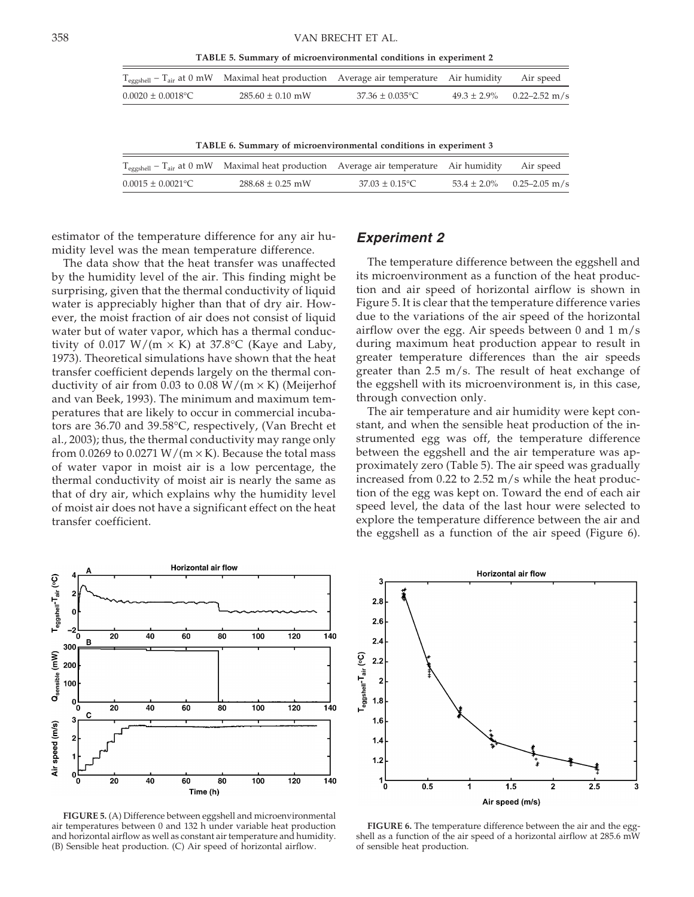**TABLE 5. Summary of microenvironmental conditions in experiment 2**

| $T_{eggshell} - T_{air}$ at 0 mW | Maximal heat production | Average air temperature | Air humidity | Air speed |
|---|---|---|---|---|
| 0.0020 ± 0.0018°C | 285.60 ± 0.10 mW | 37.36 ± 0.035°C | 49.3 ± 2.9% | 0.22–2.52 m/s |

**TABLE 6. Summary of microenvironmental conditions in experiment 3**

| $T_{eggshell} - T_{air}$ at 0 mW | Maximal heat production | Average air temperature | Air humidity | Air speed |
|---|---|---|---|---|
| 0.0015 ± 0.0021°C | 288.68 ± 0.25 mW | 37.03 ± 0.15°C | 53.4 ± 2.0% | 0.25–2.05 m/s |

estimator of the temperature difference for any air humidity level was the mean temperature difference.

The data show that the heat transfer was unaffected by the humidity level of the air. This finding might be surprising, given that the thermal conductivity of liquid water is appreciably higher than that of dry air. However, the moist fraction of air does not consist of liquid water but of water vapor, which has a thermal conductivity of 0.017 W/(m × K) at 37.8°C (Kaye and Laby, 1973). Theoretical simulations have shown that the heat transfer coefficient depends largely on the thermal conductivity of air from 0.03 to 0.08 W/(m × K) (Meijerhof and van Beek, 1993). The minimum and maximum temperatures that are likely to occur in commercial incubators are 36.70 and 39.58°C, respectively, (Van Brecht et al., 2003); thus, the thermal conductivity may range only from 0.0269 to 0.0271 W/(m × K). Because the total mass of water vapor in moist air is a low percentage, the thermal conductivity of moist air is nearly the same as that of dry air, which explains why the humidity level of moist air does not have a significant effect on the heat transfer coefficient.

## *Experiment 2*

The temperature difference between the eggshell and its microenvironment as a function of the heat production and air speed of horizontal airflow is shown in Figure 5. It is clear that the temperature difference varies due to the variations of the air speed of the horizontal airflow over the egg. Air speeds between 0 and 1 m/s during maximum heat production appear to result in greater temperature differences than the air speeds greater than 2.5 m/s. The result of heat exchange of the eggshell with its microenvironment is, in this case, through convection only.

The air temperature and air humidity were kept constant, and when the sensible heat production of the instrumented egg was off, the temperature difference between the eggshell and the air temperature was approximately zero (Table 5). The air speed was gradually increased from 0.22 to 2.52 m/s while the heat production of the egg was kept on. Toward the end of each air speed level, the data of the last hour were selected to explore the temperature difference between the air and the eggshell as a function of the air speed (Figure 6).

**FIGURE 5.** (A) Difference between eggshell and microenvironmental air temperatures between 0 and 132 h under variable heat production and horizontal airflow as well as constant air temperature and humidity. (B) Sensible heat production. (C) Air speed of horizontal airflow.

**FIGURE 6.** The temperature difference between the air and the eggshell as a function of the air speed of a horizontal airflow at 285.6 mW of sensible heat production.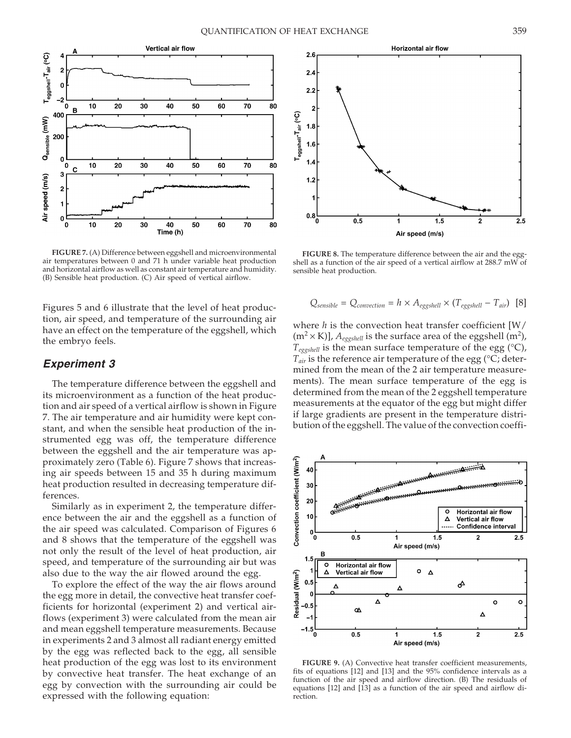Figures 5 and 6 illustrate that the level of heat production, air speed, and temperature of the surrounding air have an effect on the temperature of the eggshell, which the embryo feels.

## Experiment 3

The temperature difference between the eggshell and its microenvironment as a function of the heat production and air speed of a vertical airflow is shown in Figure 7. The air temperature and air humidity were kept constant, and when the sensible heat production of the instrumented egg was off, the temperature difference between the eggshell and the air temperature was approximately zero (Table 6). Figure 7 shows that increasing air speeds between 15 and 35 h during maximum heat production resulted in decreasing temperature differences.

Similarly as in experiment 2, the temperature difference between the air and the eggshell as a function of the air speed was calculated. Comparison of Figures 6 and 8 shows that the temperature of the eggshell was not only the result of the level of heat production, air speed, and temperature of the surrounding air but was also due to the way the air flowed around the egg.

To explore the effect of the way the air flows around the egg more in detail, the convective heat transfer coefficients for horizontal (experiment 2) and vertical airflows (experiment 3) were calculated from the mean air and mean eggshell temperature measurements. Because in experiments 2 and 3 almost all radiant energy emitted by the egg was reflected back to the egg, all sensible heat production of the egg was lost to its environment by convective heat transfer. The heat exchange of an egg by convection with the surrounding air could be expressed with the following equation:

$$Q_{sensible} = Q_{convection} = h \times A_{eggshell} \times (T_{eggshell} - T_{air}) \quad [8]$$

where $h$ is the convection heat transfer coefficient [W/(m$^2 \times$ K)], $A_{eggshell}$ is the surface area of the eggshell (m$^2$), $T_{eggshell}$ is the mean surface temperature of the egg (°C), $T_{air}$ is the reference air temperature of the egg (°C; determined from the mean of the 2 air temperature measurements). The mean surface temperature of the egg is determined from the mean of the 2 eggshell temperature measurements at the equator of the egg but might differ if large gradients are present in the temperature distribution of the eggshell. The value of the convection coeffi-

**FIGURE 7.** (A) Difference between eggshell and microenvironmental air temperatures between 0 and 71 h under variable heat production and horizontal airflow as well as constant air temperature and humidity. (B) Sensible heat production. (C) Air speed of vertical airflow.

**FIGURE 8.** The temperature difference between the air and the eggshell as a function of the air speed of a vertical airflow at 288.7 mW of sensible heat production.

**FIGURE 9.** (A) Convective heat transfer coefficient measurements, fits of equations [12] and [13] and the 95% confidence intervals as a function of the air speed and airflow direction. (B) The residuals of equations [12] and [13] as a function of the air speed and airflow direction.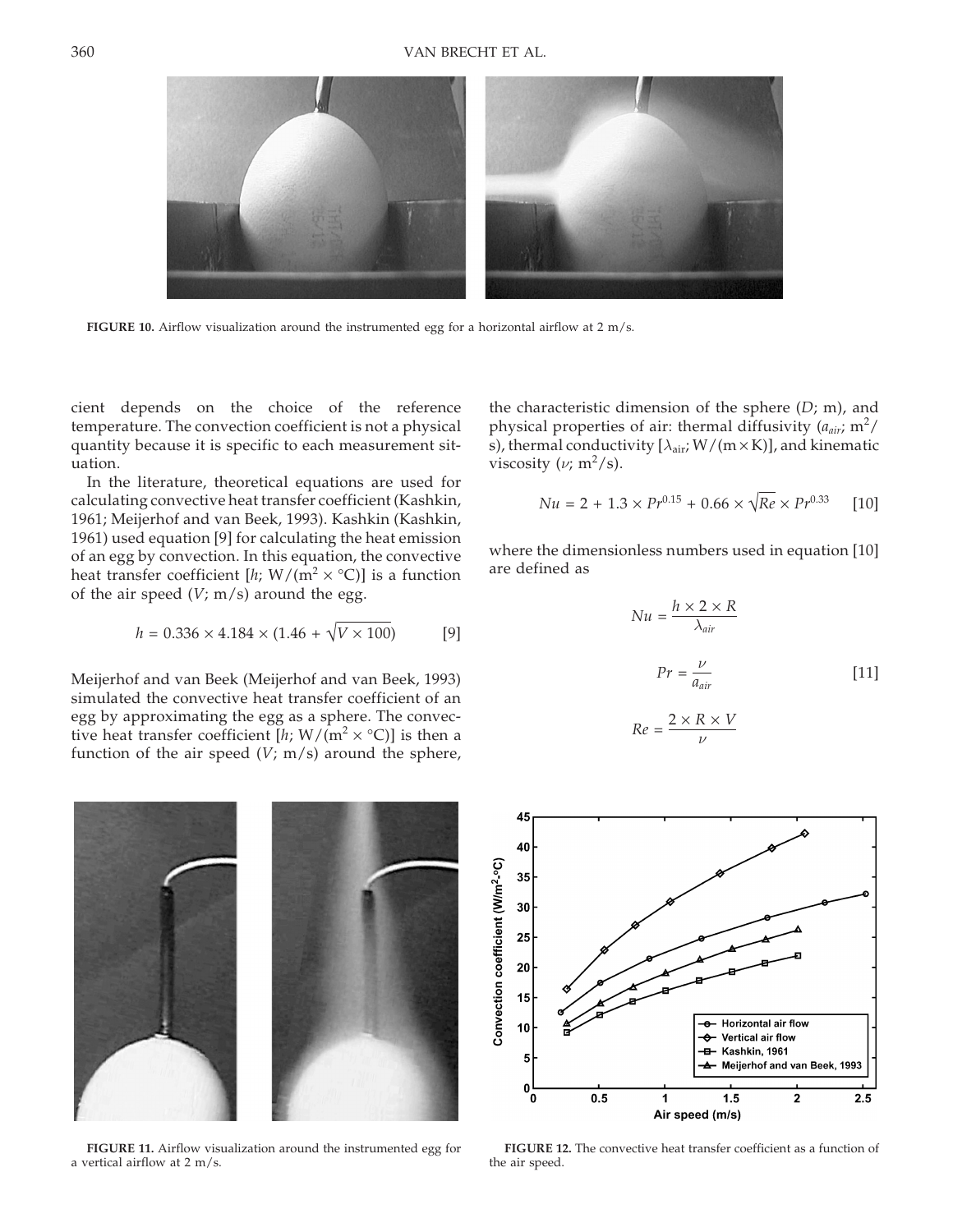FIGURE 10. Airflow visualization around the instrumented egg for a horizontal airflow at 2 m/s.

cient depends on the choice of the reference temperature. The convection coefficient is not a physical quantity because it is specific to each measurement situation.

In the literature, theoretical equations are used for calculating convective heat transfer coefficient (Kashkin, 1961; Meijerhof and van Beek, 1993). Kashkin (Kashkin, 1961) used equation [9] for calculating the heat emission of an egg by convection. In this equation, the convective heat transfer coefficient [$h$; W/(m$^2$ × °C)] is a function of the air speed ($V$; m/s) around the egg.

$$h = 0.336 \times 4.184 \times (1.46 + \sqrt{V \times 100}) \qquad [9]$$

Meijerhof and van Beek (Meijerhof and van Beek, 1993) simulated the convective heat transfer coefficient of an egg by approximating the egg as a sphere. The convective heat transfer coefficient [$h$; W/(m$^2$ × °C)] is then a function of the air speed ($V$; m/s) around the sphere, the characteristic dimension of the sphere ($D$; m), and physical properties of air: thermal diffusivity ($a_{air}$; m$^2$/s), thermal conductivity [$\lambda_{air}$; W/(m×K)], and kinematic viscosity ($\nu$; m$^2$/s).

$$Nu = 2 + 1.3 \times Pr^{0.15} + 0.66 \times \sqrt{Re} \times Pr^{0.33} \qquad [10]$$

where the dimensionless numbers used in equation [10] are defined as

$$Nu = \frac{h \times 2 \times R}{\lambda_{air}}$$

$$Pr = \frac{\nu}{a_{air}} \qquad [11]$$

$$Re = \frac{2 \times R \times V}{\nu}$$

FIGURE 11. Airflow visualization around the instrumented egg for a vertical airflow at 2 m/s.

FIGURE 12. The convective heat transfer coefficient as a function of the air speed.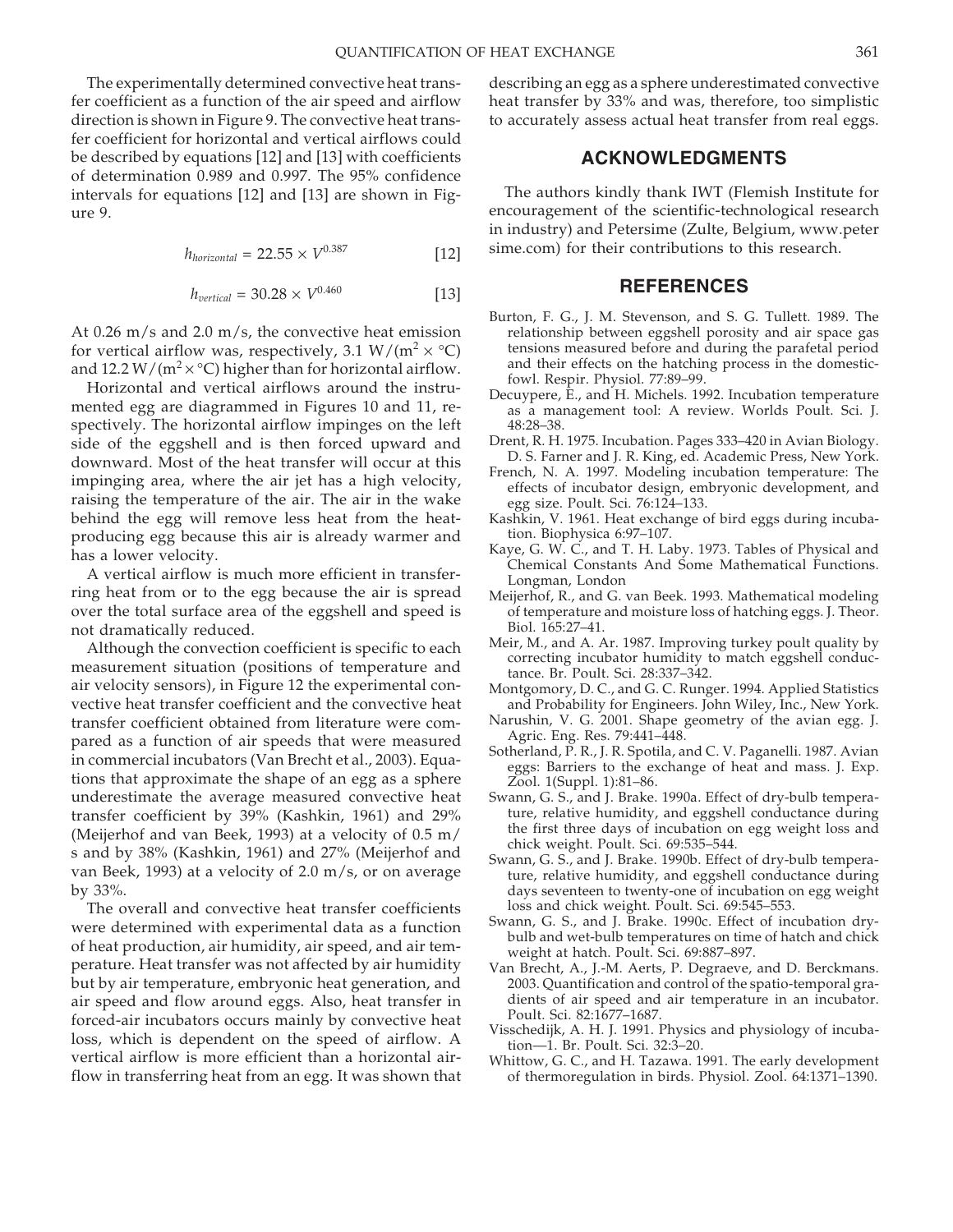The experimentally determined convective heat transfer coefficient as a function of the air speed and airflow direction is shown in Figure 9. The convective heat transfer coefficient for horizontal and vertical airflows could be described by equations [12] and [13] with coefficients of determination 0.989 and 0.997. The 95% confidence intervals for equations [12] and [13] are shown in Figure 9.

$$h_{horizontal} = 22.55 \times V^{0.387} \qquad [12]$$

$$h_{vertical} = 30.28 \times V^{0.460} \qquad [13]$$

At 0.26 m/s and 2.0 m/s, the convective heat emission for vertical airflow was, respectively, 3.1 W/($m^2 \times$ °C) and 12.2 W/($m^2 \times$ °C) higher than for horizontal airflow.

Horizontal and vertical airflows around the instrumented egg are diagrammed in Figures 10 and 11, respectively. The horizontal airflow impinges on the left side of the eggshell and is then forced upward and downward. Most of the heat transfer will occur at this impinging area, where the air jet has a high velocity, raising the temperature of the air. The air in the wake behind the egg will remove less heat from the heat-producing egg because this air is already warmer and has a lower velocity.

A vertical airflow is much more efficient in transferring heat from or to the egg because the air is spread over the total surface area of the eggshell and speed is not dramatically reduced.

Although the convection coefficient is specific to each measurement situation (positions of temperature and air velocity sensors), in Figure 12 the experimental convective heat transfer coefficient and the convective heat transfer coefficient obtained from literature were compared as a function of air speeds that were measured in commercial incubators (Van Brecht et al., 2003). Equations that approximate the shape of an egg as a sphere underestimate the average measured convective heat transfer coefficient by 39% (Kashkin, 1961) and 29% (Meijerhof and van Beek, 1993) at a velocity of 0.5 m/s and by 38% (Kashkin, 1961) and 27% (Meijerhof and van Beek, 1993) at a velocity of 2.0 m/s, or on average by 33%.

The overall and convective heat transfer coefficients were determined with experimental data as a function of heat production, air humidity, air speed, and air temperature. Heat transfer was not affected by air humidity but by air temperature, embryonic heat generation, and air speed and flow around eggs. Also, heat transfer in forced-air incubators occurs mainly by convective heat loss, which is dependent on the speed of airflow. A vertical airflow is more efficient than a horizontal airflow in transferring heat from an egg. It was shown that describing an egg as a sphere underestimated convective heat transfer by 33% and was, therefore, too simplistic to accurately assess actual heat transfer from real eggs.

## ACKNOWLEDGMENTS

The authors kindly thank IWT (Flemish Institute for encouragement of the scientific-technological research in industry) and Petersime (Zulte, Belgium, www.petersime.com) for their contributions to this research.

## REFERENCES

Burton, F. G., J. M. Stevenson, and S. G. Tullett. 1989. The relationship between eggshell porosity and air space gas tensions measured before and during the parafetal period and their effects on the hatching process in the domestic-fowl. Respir. Physiol. 77:89–99.

Decuypere, E., and H. Michels. 1992. Incubation temperature as a management tool: A review. Worlds Poult. Sci. J. 48:28–38.

Drent, R. H. 1975. Incubation. Pages 333–420 in Avian Biology. D. S. Farner and J. R. King, ed. Academic Press, New York.

French, N. A. 1997. Modeling incubation temperature: The effects of incubator design, embryonic development, and egg size. Poult. Sci. 76:124–133.

Kashkin, V. 1961. Heat exchange of bird eggs during incubation. Biophysica 6:97–107.

Kaye, G. W. C., and T. H. Laby. 1973. Tables of Physical and Chemical Constants And Some Mathematical Functions. Longman, London

Meijerhof, R., and G. van Beek. 1993. Mathematical modeling of temperature and moisture loss of hatching eggs. J. Theor. Biol. 165:27–41.

Meir, M., and A. Ar. 1987. Improving turkey poult quality by correcting incubator humidity to match eggshell conductance. Br. Poult. Sci. 28:337–342.

Montgomory, D. C., and G. C. Runger. 1994. Applied Statistics and Probability for Engineers. John Wiley, Inc., New York.

Narushin, V. G. 2001. Shape geometry of the avian egg. J. Agric. Eng. Res. 79:441–448.

Sotherland, P. R., J. R. Spotila, and C. V. Paganelli. 1987. Avian eggs: Barriers to the exchange of heat and mass. J. Exp. Zool. 1(Suppl. 1):81–86.

Swann, G. S., and J. Brake. 1990a. Effect of dry-bulb temperature, relative humidity, and eggshell conductance during the first three days of incubation on egg weight loss and chick weight. Poult. Sci. 69:535–544.

Swann, G. S., and J. Brake. 1990b. Effect of dry-bulb temperature, relative humidity, and eggshell conductance during days seventeen to twenty-one of incubation on egg weight loss and chick weight. Poult. Sci. 69:545–553.

Swann, G. S., and J. Brake. 1990c. Effect of incubation dry-bulb and wet-bulb temperatures on time of hatch and chick weight at hatch. Poult. Sci. 69:887–897.

Van Brecht, A., J.-M. Aerts, P. Degraeve, and D. Berckmans. 2003. Quantification and control of the spatio-temporal gradients of air speed and air temperature in an incubator. Poult. Sci. 82:1677–1687.

Visschedijk, A. H. J. 1991. Physics and physiology of incubation—1. Br. Poult. Sci. 32:3–20.

Whittow, G. C., and H. Tazawa. 1991. The early development of thermoregulation in birds. Physiol. Zool. 64:1371–1390.